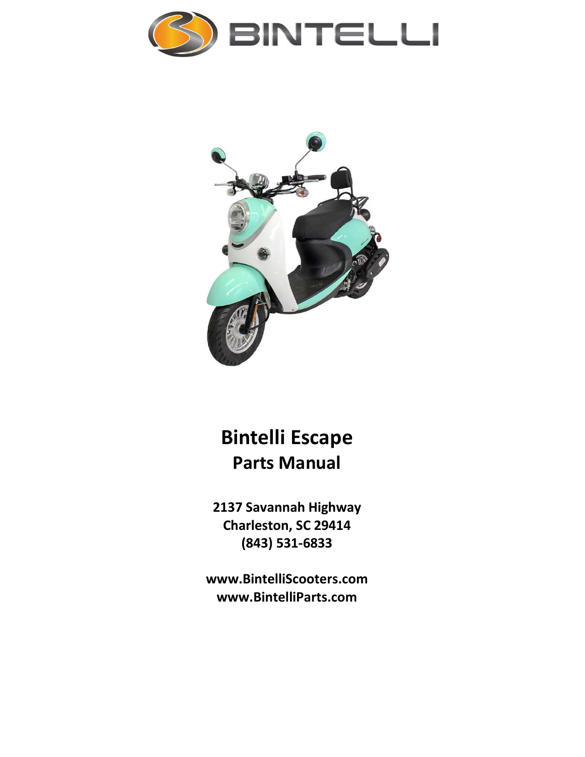BINTELLI

# Bintelli Escape
## Parts Manual

**2137 Savannah Highway**
**Charleston, SC 29414**
**(843) 531-6833**

**www.BintelliScooters.com**
**www.BintelliParts.com**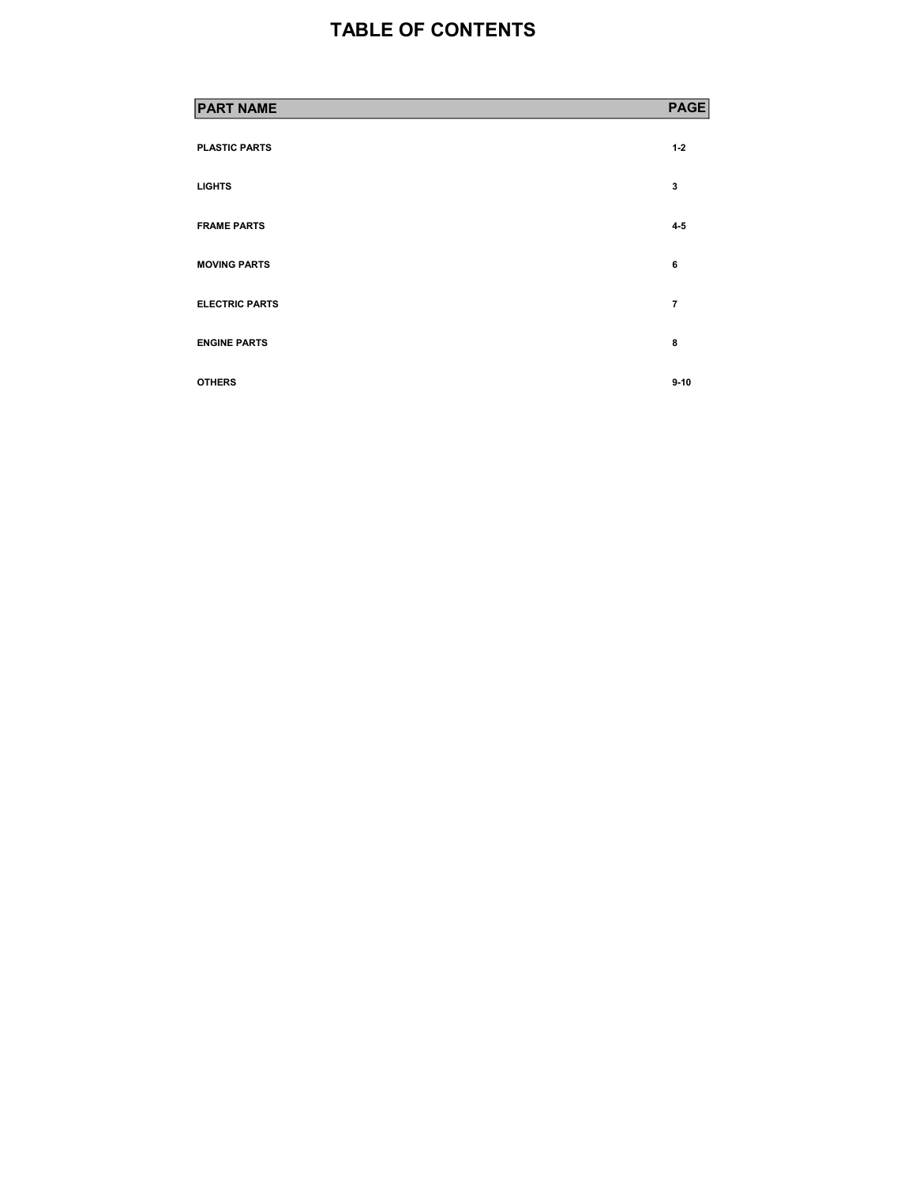# TABLE OF CONTENTS

| PART NAME | PAGE |
| --- | --- |
| PLASTIC PARTS | 1-2 |
| LIGHTS | 3 |
| FRAME PARTS | 4-5 |
| MOVING PARTS | 6 |
| ELECTRIC PARTS | 7 |
| ENGINE PARTS | 8 |
| OTHERS | 9-10 |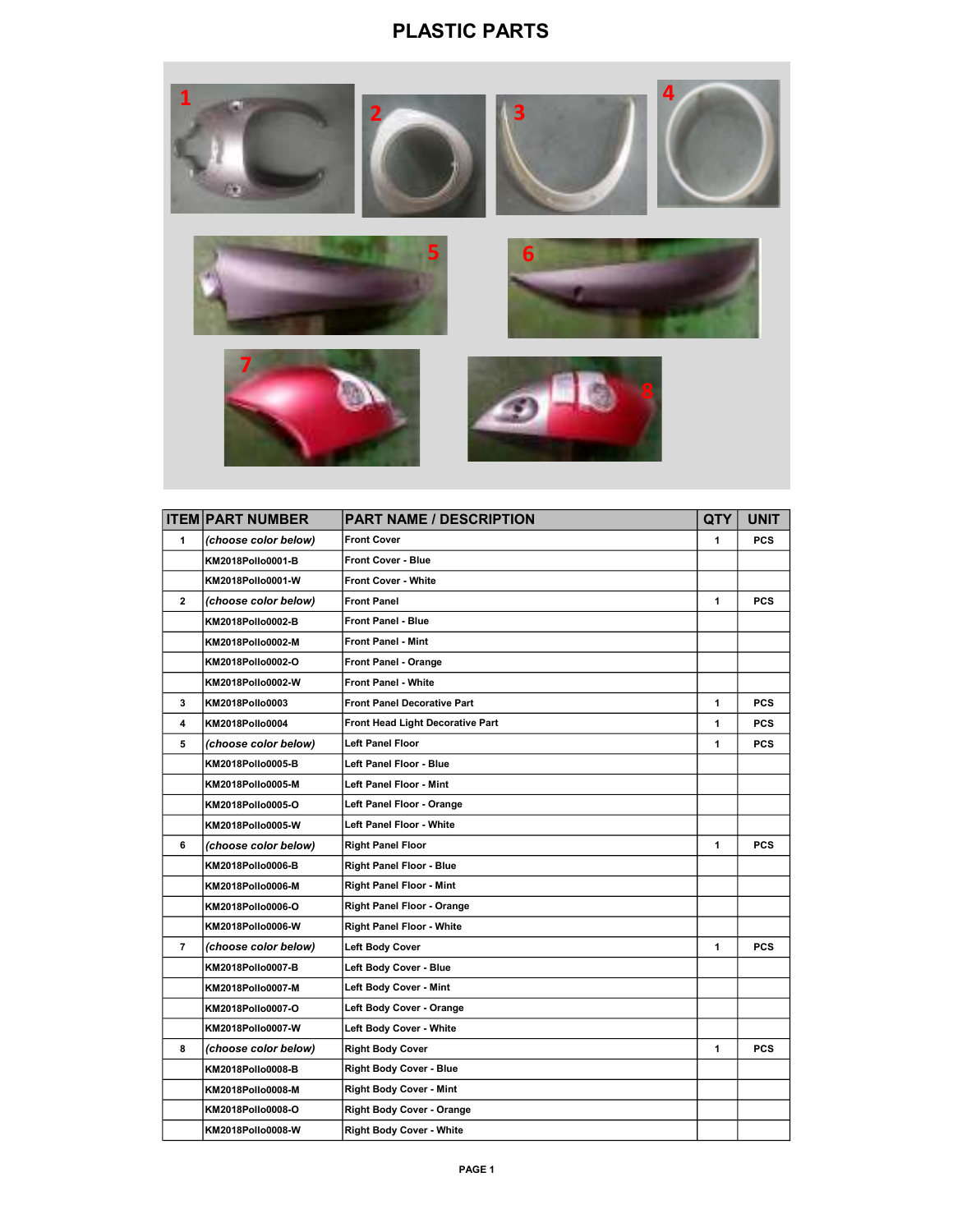# PLASTIC PARTS

| ITEM | PART NUMBER | PART NAME / DESCRIPTION | QTY | UNIT |
|---|---|---|---|---|
| 1 | *(choose color below)* | Front Cover | 1 | PCS |
| | KM2018Pollo0001-B | Front Cover - Blue | | |
| | KM2018Pollo0001-W | Front Cover - White | | |
| 2 | *(choose color below)* | Front Panel | 1 | PCS |
| | KM2018Pollo0002-B | Front Panel - Blue | | |
| | KM2018Pollo0002-M | Front Panel - Mint | | |
| | KM2018Pollo0002-O | Front Panel - Orange | | |
| | KM2018Pollo0002-W | Front Panel - White | | |
| 3 | KM2018Pollo0003 | Front Panel Decorative Part | 1 | PCS |
| 4 | KM2018Pollo0004 | Front Head Light Decorative Part | 1 | PCS |
| 5 | *(choose color below)* | Left Panel Floor | 1 | PCS |
| | KM2018Pollo0005-B | Left Panel Floor - Blue | | |
| | KM2018Pollo0005-M | Left Panel Floor - Mint | | |
| | KM2018Pollo0005-O | Left Panel Floor - Orange | | |
| | KM2018Pollo0005-W | Left Panel Floor - White | | |
| 6 | *(choose color below)* | Right Panel Floor | 1 | PCS |
| | KM2018Pollo0006-B | Right Panel Floor - Blue | | |
| | KM2018Pollo0006-M | Right Panel Floor - Mint | | |
| | KM2018Pollo0006-O | Right Panel Floor - Orange | | |
| | KM2018Pollo0006-W | Right Panel Floor - White | | |
| 7 | *(choose color below)* | Left Body Cover | 1 | PCS |
| | KM2018Pollo0007-B | Left Body Cover - Blue | | |
| | KM2018Pollo0007-M | Left Body Cover - Mint | | |
| | KM2018Pollo0007-O | Left Body Cover - Orange | | |
| | KM2018Pollo0007-W | Left Body Cover - White | | |
| 8 | *(choose color below)* | Right Body Cover | 1 | PCS |
| | KM2018Pollo0008-B | Right Body Cover - Blue | | |
| | KM2018Pollo0008-M | Right Body Cover - Mint | | |
| | KM2018Pollo0008-O | Right Body Cover - Orange | | |
| | KM2018Pollo0008-W | Right Body Cover - White | | |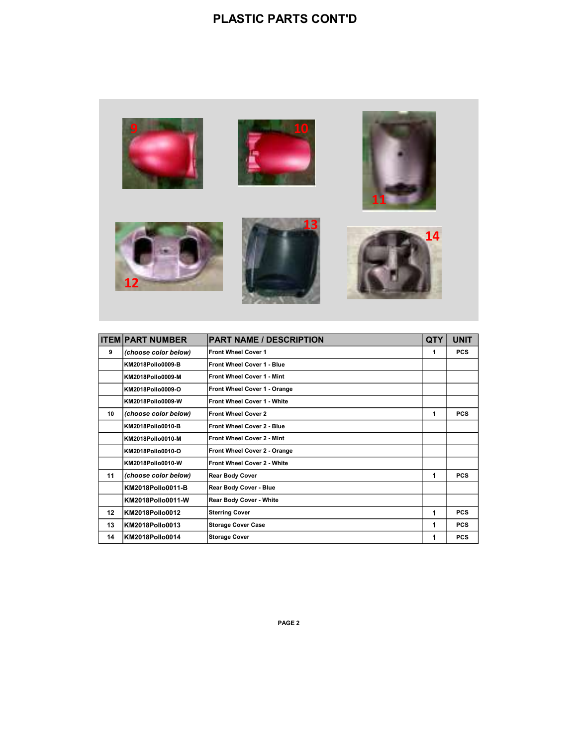# PLASTIC PARTS CONT'D

| ITEM | PART NUMBER | PART NAME / DESCRIPTION | QTY | UNIT |
|---|---|---|---|---|
| 9 | *(choose color below)* | Front Wheel Cover 1 | 1 | PCS |
| | KM2018Pollo0009-B | Front Wheel Cover 1 - Blue | | |
| | KM2018Pollo0009-M | Front Wheel Cover 1 - Mint | | |
| | KM2018Pollo0009-O | Front Wheel Cover 1 - Orange | | |
| | KM2018Pollo0009-W | Front Wheel Cover 1 - White | | |
| 10 | *(choose color below)* | Front Wheel Cover 2 | 1 | PCS |
| | KM2018Pollo0010-B | Front Wheel Cover 2 - Blue | | |
| | KM2018Pollo0010-M | Front Wheel Cover 2 - Mint | | |
| | KM2018Pollo0010-O | Front Wheel Cover 2 - Orange | | |
| | KM2018Pollo0010-W | Front Wheel Cover 2 - White | | |
| 11 | *(choose color below)* | Rear Body Cover | 1 | PCS |
| | KM2018Pollo0011-B | Rear Body Cover - Blue | | |
| | KM2018Pollo0011-W | Rear Body Cover - White | | |
| 12 | KM2018Pollo0012 | Sterring Cover | 1 | PCS |
| 13 | KM2018Pollo0013 | Storage Cover Case | 1 | PCS |
| 14 | KM2018Pollo0014 | Storage Cover | 1 | PCS |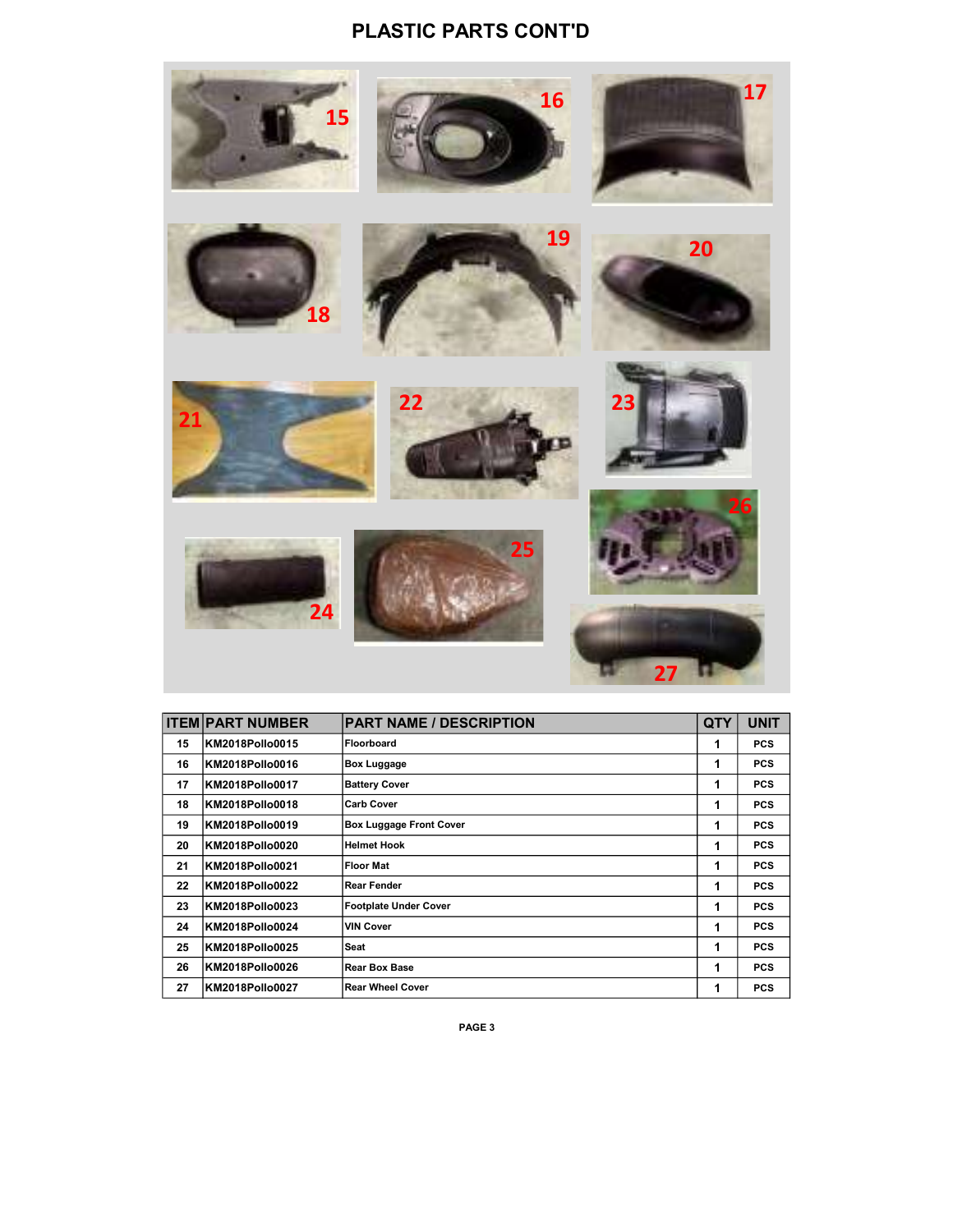# PLASTIC PARTS CONT'D

| ITEM | PART NUMBER | PART NAME / DESCRIPTION | QTY | UNIT |
|---|---|---|---|---|
| 15 | KM2018Pollo0015 | Floorboard | 1 | PCS |
| 16 | KM2018Pollo0016 | Box Luggage | 1 | PCS |
| 17 | KM2018Pollo0017 | Battery Cover | 1 | PCS |
| 18 | KM2018Pollo0018 | Carb Cover | 1 | PCS |
| 19 | KM2018Pollo0019 | Box Luggage Front Cover | 1 | PCS |
| 20 | KM2018Pollo0020 | Helmet Hook | 1 | PCS |
| 21 | KM2018Pollo0021 | Floor Mat | 1 | PCS |
| 22 | KM2018Pollo0022 | Rear Fender | 1 | PCS |
| 23 | KM2018Pollo0023 | Footplate Under Cover | 1 | PCS |
| 24 | KM2018Pollo0024 | VIN Cover | 1 | PCS |
| 25 | KM2018Pollo0025 | Seat | 1 | PCS |
| 26 | KM2018Pollo0026 | Rear Box Base | 1 | PCS |
| 27 | KM2018Pollo0027 | Rear Wheel Cover | 1 | PCS |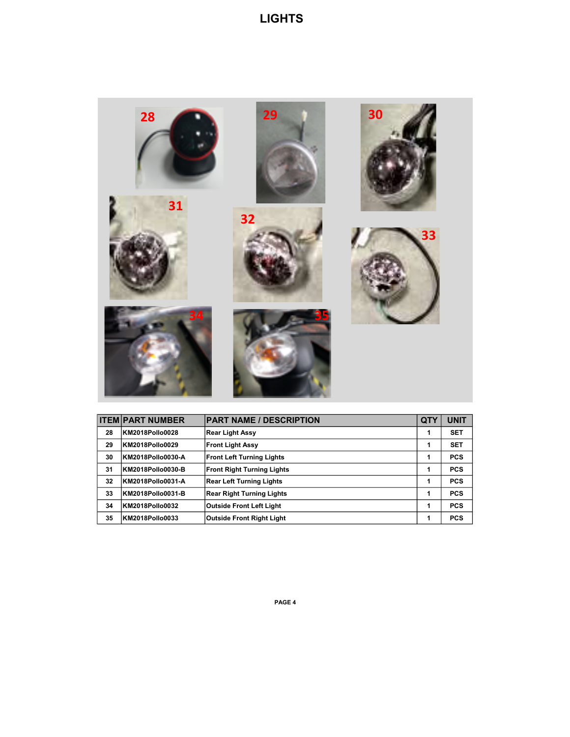# LIGHTS

| ITEM | PART NUMBER | PART NAME / DESCRIPTION | QTY | UNIT |
|---|---|---|---|---|
| 28 | KM2018Pollo0028 | Rear Light Assy | 1 | SET |
| 29 | KM2018Pollo0029 | Front Light Assy | 1 | SET |
| 30 | KM2018Pollo0030-A | Front Left Turning Lights | 1 | PCS |
| 31 | KM2018Pollo0030-B | Front Right Turning Lights | 1 | PCS |
| 32 | KM2018Pollo0031-A | Rear Left Turning Lights | 1 | PCS |
| 33 | KM2018Pollo0031-B | Rear Right Turning Lights | 1 | PCS |
| 34 | KM2018Pollo0032 | Outside Front Left Light | 1 | PCS |
| 35 | KM2018Pollo0033 | Outside Front Right Light | 1 | PCS |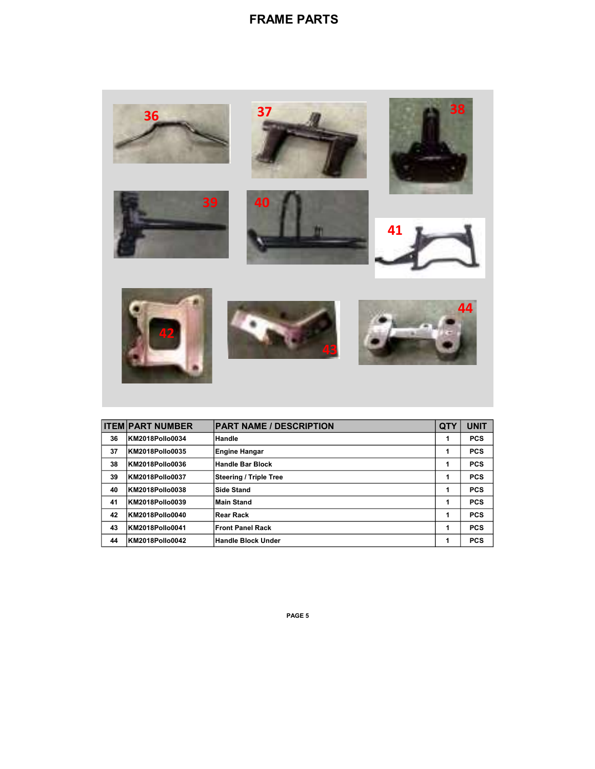# FRAME PARTS

| ITEM | PART NUMBER | PART NAME / DESCRIPTION | QTY | UNIT |
|---|---|---|---|---|
| 36 | KM2018Pollo0034 | Handle | 1 | PCS |
| 37 | KM2018Pollo0035 | Engine Hangar | 1 | PCS |
| 38 | KM2018Pollo0036 | Handle Bar Block | 1 | PCS |
| 39 | KM2018Pollo0037 | Steering / Triple Tree | 1 | PCS |
| 40 | KM2018Pollo0038 | Side Stand | 1 | PCS |
| 41 | KM2018Pollo0039 | Main Stand | 1 | PCS |
| 42 | KM2018Pollo0040 | Rear Rack | 1 | PCS |
| 43 | KM2018Pollo0041 | Front Panel Rack | 1 | PCS |
| 44 | KM2018Pollo0042 | Handle Block Under | 1 | PCS |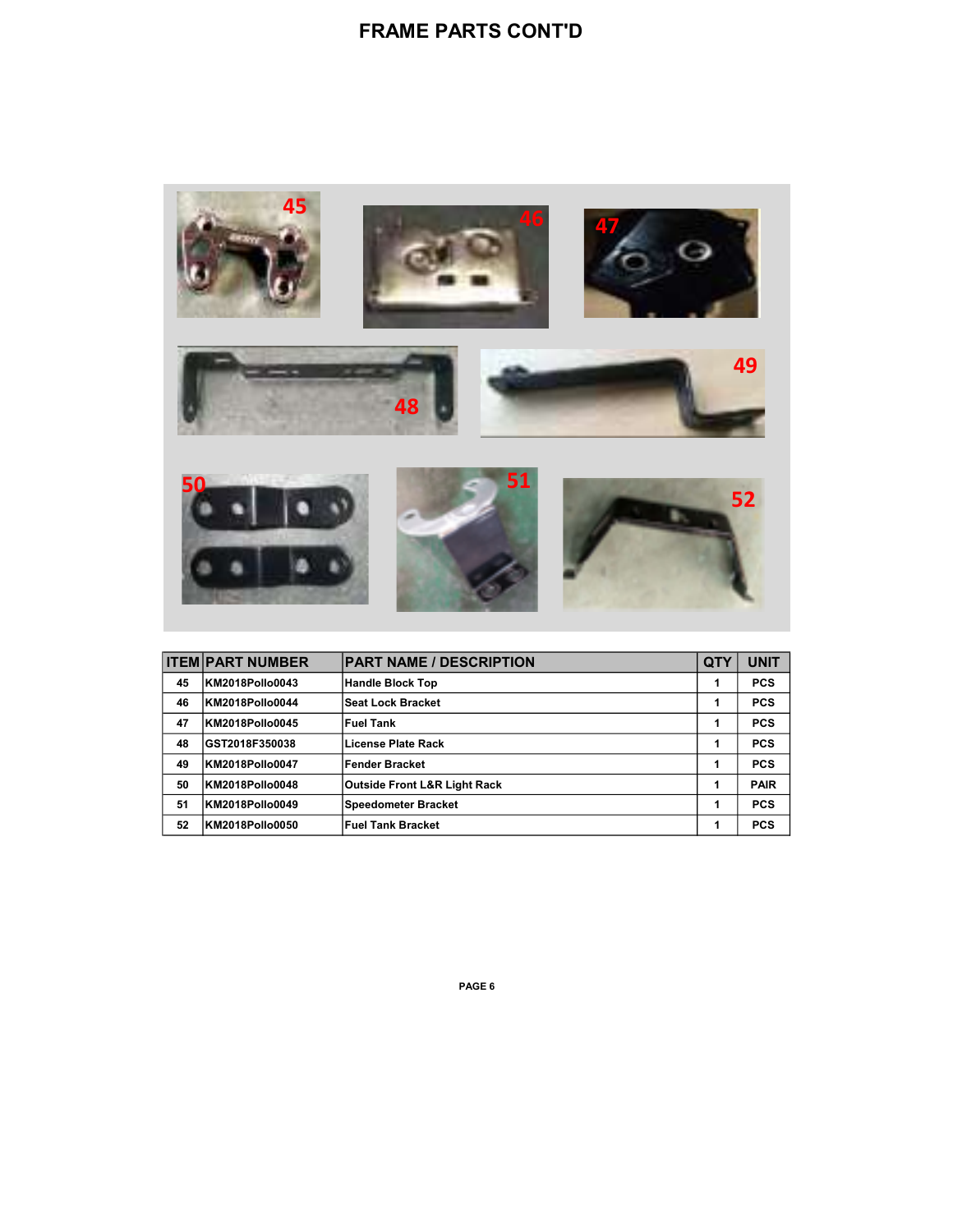# FRAME PARTS CONT'D

| ITEM | PART NUMBER | PART NAME / DESCRIPTION | QTY | UNIT |
|---|---|---|---|---|
| 45 | KM2018Pollo0043 | Handle Block Top | 1 | PCS |
| 46 | KM2018Pollo0044 | Seat Lock Bracket | 1 | PCS |
| 47 | KM2018Pollo0045 | Fuel Tank | 1 | PCS |
| 48 | GST2018F350038 | License Plate Rack | 1 | PCS |
| 49 | KM2018Pollo0047 | Fender Bracket | 1 | PCS |
| 50 | KM2018Pollo0048 | Outside Front L&R Light Rack | 1 | PAIR |
| 51 | KM2018Pollo0049 | Speedometer Bracket | 1 | PCS |
| 52 | KM2018Pollo0050 | Fuel Tank Bracket | 1 | PCS |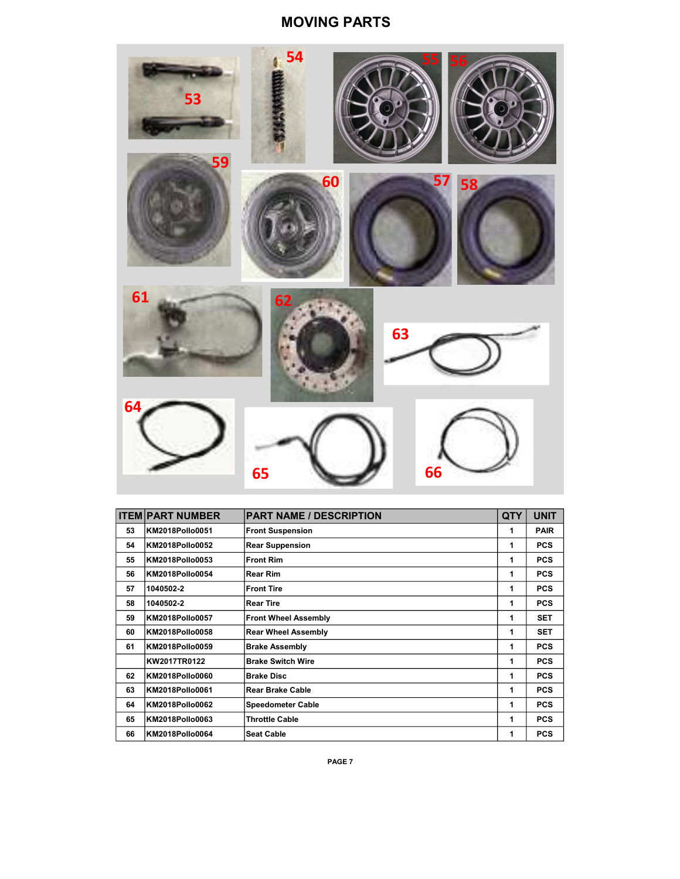# MOVING PARTS

| ITEM | PART NUMBER | PART NAME / DESCRIPTION | QTY | UNIT |
|---|---|---|---|---|
| 53 | KM2018Pollo0051 | Front Suspension | 1 | PAIR |
| 54 | KM2018Pollo0052 | Rear Suspension | 1 | PCS |
| 55 | KM2018Pollo0053 | Front Rim | 1 | PCS |
| 56 | KM2018Pollo0054 | Rear Rim | 1 | PCS |
| 57 | 1040502-2 | Front Tire | 1 | PCS |
| 58 | 1040502-2 | Rear Tire | 1 | PCS |
| 59 | KM2018Pollo0057 | Front Wheel Assembly | 1 | SET |
| 60 | KM2018Pollo0058 | Rear Wheel Assembly | 1 | SET |
| 61 | KM2018Pollo0059 | Brake Assembly | 1 | PCS |
| | KW2017TR0122 | Brake Switch Wire | 1 | PCS |
| 62 | KM2018Pollo0060 | Brake Disc | 1 | PCS |
| 63 | KM2018Pollo0061 | Rear Brake Cable | 1 | PCS |
| 64 | KM2018Pollo0062 | Speedometer Cable | 1 | PCS |
| 65 | KM2018Pollo0063 | Throttle Cable | 1 | PCS |
| 66 | KM2018Pollo0064 | Seat Cable | 1 | PCS |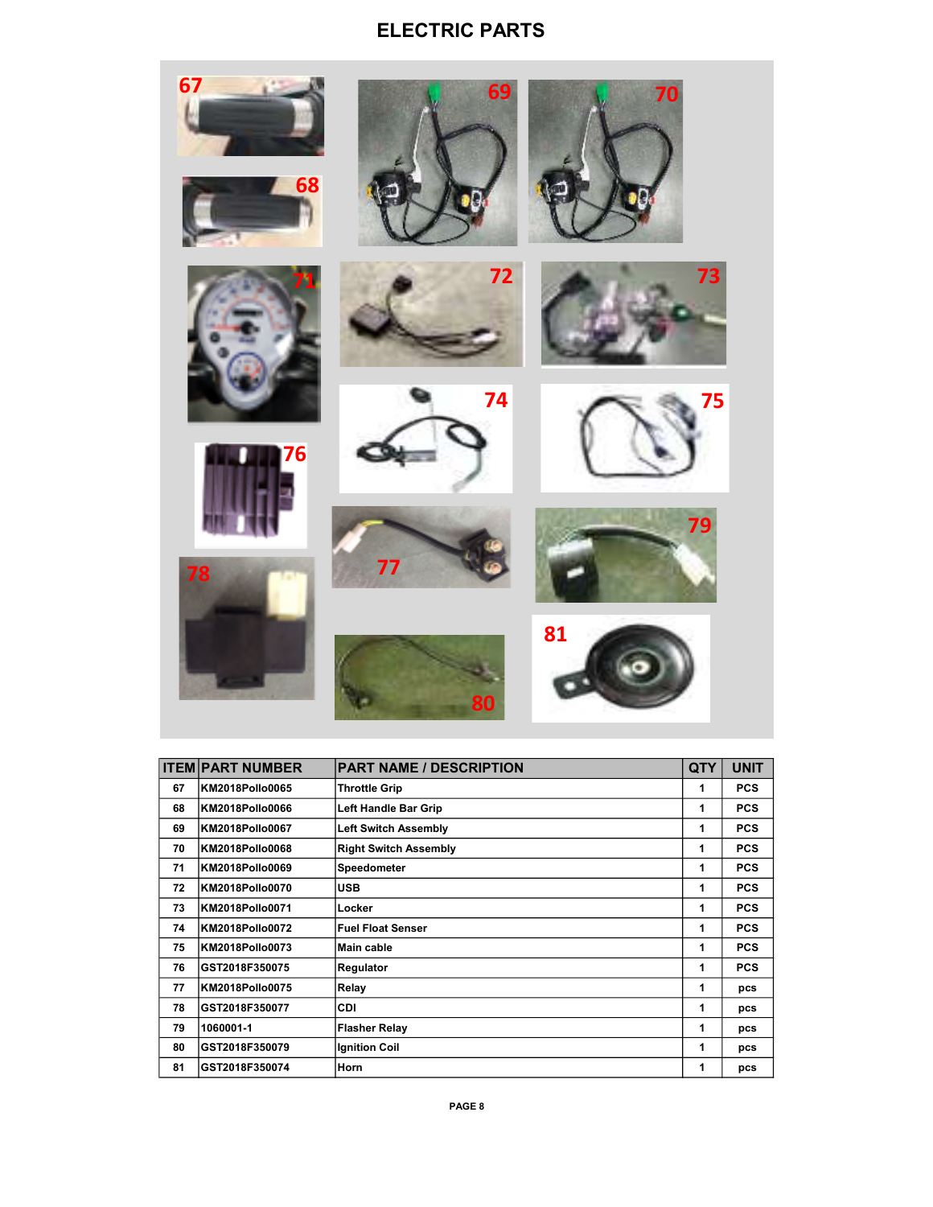# ELECTRIC PARTS

| ITEM | PART NUMBER | PART NAME / DESCRIPTION | QTY | UNIT |
|---|---|---|---|---|
| 67 | KM2018Pollo0065 | Throttle Grip | 1 | PCS |
| 68 | KM2018Pollo0066 | Left Handle Bar Grip | 1 | PCS |
| 69 | KM2018Pollo0067 | Left Switch Assembly | 1 | PCS |
| 70 | KM2018Pollo0068 | Right Switch Assembly | 1 | PCS |
| 71 | KM2018Pollo0069 | Speedometer | 1 | PCS |
| 72 | KM2018Pollo0070 | USB | 1 | PCS |
| 73 | KM2018Pollo0071 | Locker | 1 | PCS |
| 74 | KM2018Pollo0072 | Fuel Float Senser | 1 | PCS |
| 75 | KM2018Pollo0073 | Main cable | 1 | PCS |
| 76 | GST2018F350075 | Regulator | 1 | PCS |
| 77 | KM2018Pollo0075 | Relay | 1 | pcs |
| 78 | GST2018F350077 | CDI | 1 | pcs |
| 79 | 1060001-1 | Flasher Relay | 1 | pcs |
| 80 | GST2018F350079 | Ignition Coil | 1 | pcs |
| 81 | GST2018F350074 | Horn | 1 | pcs |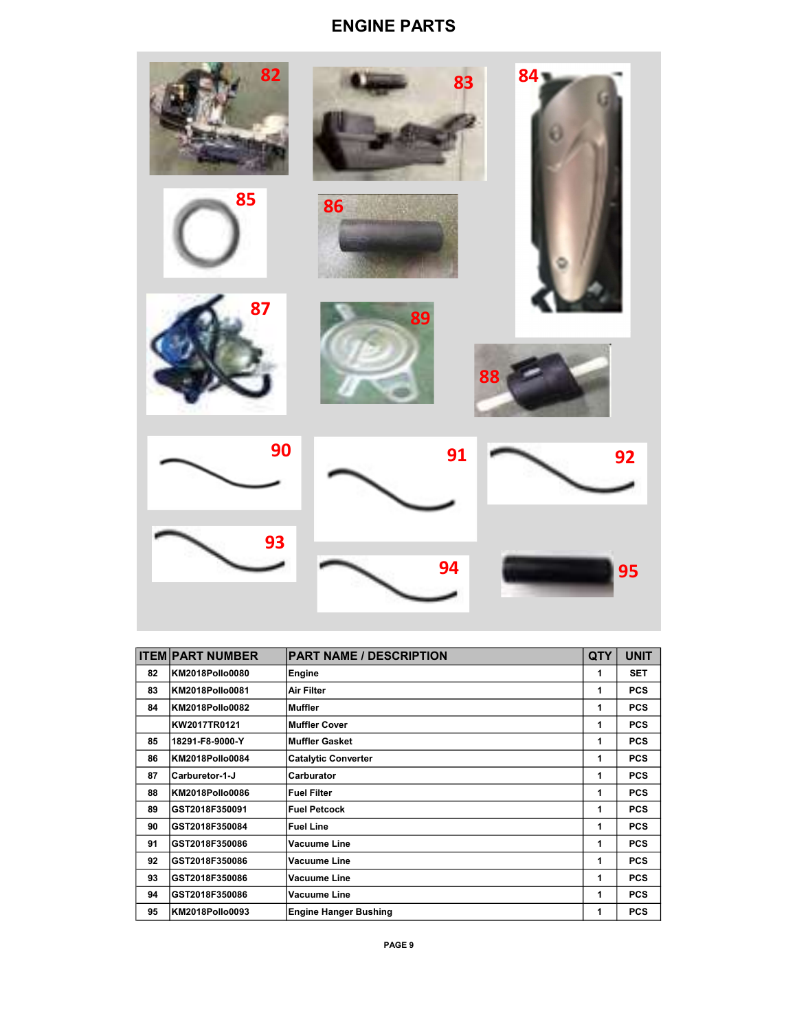# ENGINE PARTS

| ITEM | PART NUMBER | PART NAME / DESCRIPTION | QTY | UNIT |
|---|---|---|---|---|
| 82 | KM2018Pollo0080 | Engine | 1 | SET |
| 83 | KM2018Pollo0081 | Air Filter | 1 | PCS |
| 84 | KM2018Pollo0082 | Muffler | 1 | PCS |
| | KW2017TR0121 | Muffler Cover | 1 | PCS |
| 85 | 18291-F8-9000-Y | Muffler Gasket | 1 | PCS |
| 86 | KM2018Pollo0084 | Catalytic Converter | 1 | PCS |
| 87 | Carburetor-1-J | Carburator | 1 | PCS |
| 88 | KM2018Pollo0086 | Fuel Filter | 1 | PCS |
| 89 | GST2018F350091 | Fuel Petcock | 1 | PCS |
| 90 | GST2018F350084 | Fuel Line | 1 | PCS |
| 91 | GST2018F350086 | Vacuume Line | 1 | PCS |
| 92 | GST2018F350086 | Vacuume Line | 1 | PCS |
| 93 | GST2018F350086 | Vacuume Line | 1 | PCS |
| 94 | GST2018F350086 | Vacuume Line | 1 | PCS |
| 95 | KM2018Pollo0093 | Engine Hanger Bushing | 1 | PCS |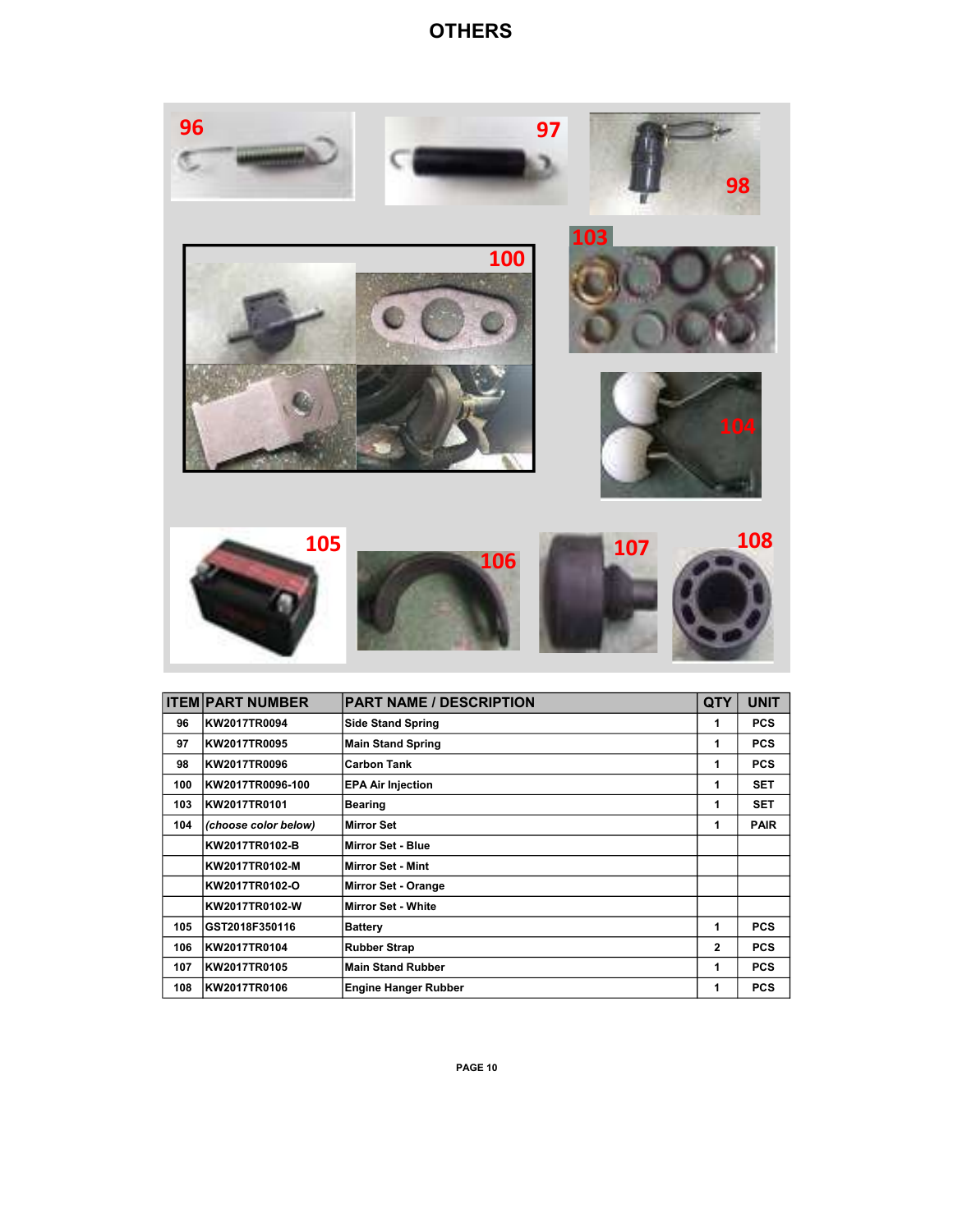# OTHERS

| ITEM | PART NUMBER | PART NAME / DESCRIPTION | QTY | UNIT |
|---|---|---|---|---|
| 96 | KW2017TR0094 | Side Stand Spring | 1 | PCS |
| 97 | KW2017TR0095 | Main Stand Spring | 1 | PCS |
| 98 | KW2017TR0096 | Carbon Tank | 1 | PCS |
| 100 | KW2017TR0096-100 | EPA Air Injection | 1 | SET |
| 103 | KW2017TR0101 | Bearing | 1 | SET |
| 104 | *(choose color below)* | Mirror Set | 1 | PAIR |
| | KW2017TR0102-B | Mirror Set - Blue | | |
| | KW2017TR0102-M | Mirror Set - Mint | | |
| | KW2017TR0102-O | Mirror Set - Orange | | |
| | KW2017TR0102-W | Mirror Set - White | | |
| 105 | GST2018F350116 | Battery | 1 | PCS |
| 106 | KW2017TR0104 | Rubber Strap | 2 | PCS |
| 107 | KW2017TR0105 | Main Stand Rubber | 1 | PCS |
| 108 | KW2017TR0106 | Engine Hanger Rubber | 1 | PCS |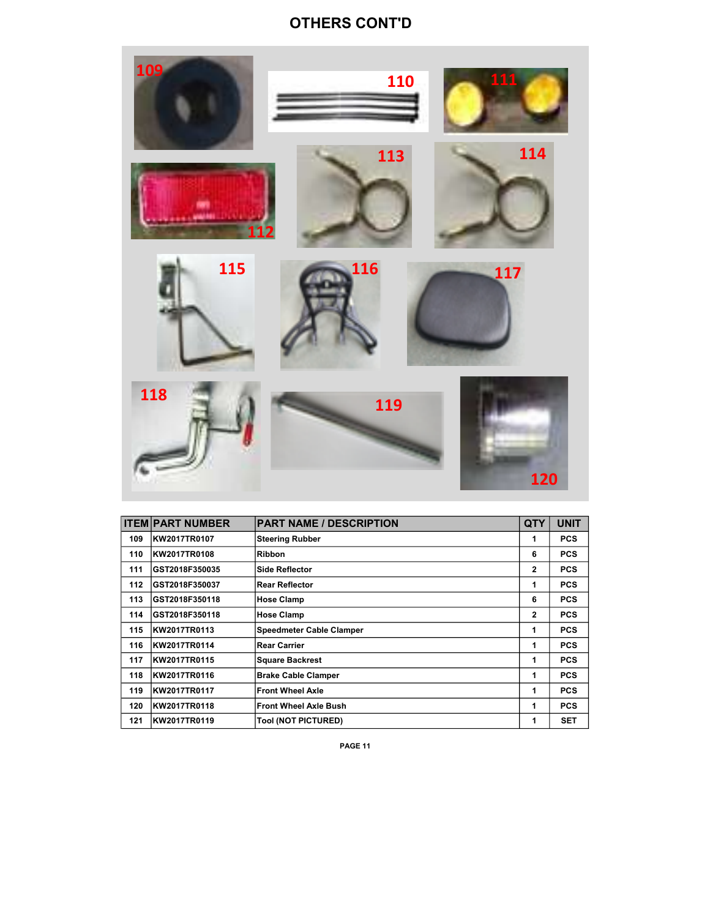# OTHERS CONT'D

109

110

111

112

113

114

115

116

117

118

119

120

| ITEM | PART NUMBER | PART NAME / DESCRIPTION | QTY | UNIT |
|---|---|---|---|---|
| 109 | KW2017TR0107 | Steering Rubber | 1 | PCS |
| 110 | KW2017TR0108 | Ribbon | 6 | PCS |
| 111 | GST2018F350035 | Side Reflector | 2 | PCS |
| 112 | GST2018F350037 | Rear Reflector | 1 | PCS |
| 113 | GST2018F350118 | Hose Clamp | 6 | PCS |
| 114 | GST2018F350118 | Hose Clamp | 2 | PCS |
| 115 | KW2017TR0113 | Speedmeter Cable Clamper | 1 | PCS |
| 116 | KW2017TR0114 | Rear Carrier | 1 | PCS |
| 117 | KW2017TR0115 | Square Backrest | 1 | PCS |
| 118 | KW2017TR0116 | Brake Cable Clamper | 1 | PCS |
| 119 | KW2017TR0117 | Front Wheel Axle | 1 | PCS |
| 120 | KW2017TR0118 | Front Wheel Axle Bush | 1 | PCS |
| 121 | KW2017TR0119 | Tool (NOT PICTURED) | 1 | SET |